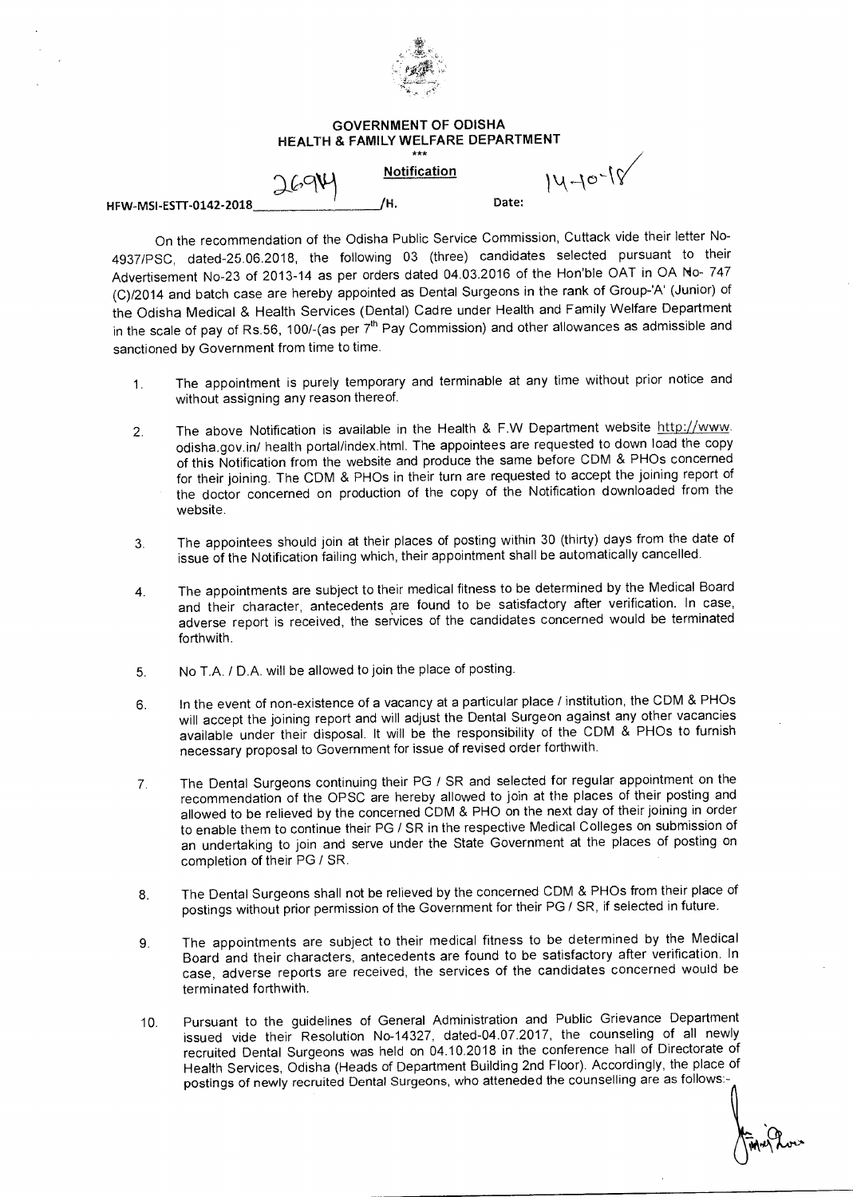**GOVERNMENT OF ODISHA**
**HEALTH & FAMILY WELFARE DEPARTMENT**

\*\*\*

**Notification**

HFW-MSI-ESTT-0142-2018 26914 /H. Date: 14-10-18

On the recommendation of the Odisha Public Service Commission, Cuttack vide their letter No-4937/PSC, dated-25.06.2018, the following 03 (three) candidates selected pursuant to their Advertisement No-23 of 2013-14 as per orders dated 04.03.2016 of the Hon'ble OAT in OA No- 747 (C)/2014 and batch case are hereby appointed as Dental Surgeons in the rank of Group-'A' (Junior) of the Odisha Medical & Health Services (Dental) Cadre under Health and Family Welfare Department in the scale of pay of Rs.56, 100/-(as per 7th Pay Commission) and other allowances as admissible and sanctioned by Government from time to time.

1. The appointment is purely temporary and terminable at any time without prior notice and without assigning any reason thereof.

2. The above Notification is available in the Health & F.W Department website http://www. odisha.gov.in/ health portal/index.html. The appointees are requested to down load the copy of this Notification from the website and produce the same before CDM & PHOs concerned for their joining. The CDM & PHOs in their turn are requested to accept the joining report of the doctor concerned on production of the copy of the Notification downloaded from the website.

3. The appointees should join at their places of posting within 30 (thirty) days from the date of issue of the Notification failing which, their appointment shall be automatically cancelled.

4. The appointments are subject to their medical fitness to be determined by the Medical Board and their character, antecedents are found to be satisfactory after verification. In case, adverse report is received, the services of the candidates concerned would be terminated forthwith.

5. No T.A. / D.A. will be allowed to join the place of posting.

6. In the event of non-existence of a vacancy at a particular place / institution, the CDM & PHOs will accept the joining report and will adjust the Dental Surgeon against any other vacancies available under their disposal. It will be the responsibility of the CDM & PHOs to furnish necessary proposal to Government for issue of revised order forthwith.

7. The Dental Surgeons continuing their PG / SR and selected for regular appointment on the recommendation of the OPSC are hereby allowed to join at the places of their posting and allowed to be relieved by the concerned CDM & PHO on the next day of their joining in order to enable them to continue their PG / SR in the respective Medical Colleges on submission of an undertaking to join and serve under the State Government at the places of posting on completion of their PG / SR.

8. The Dental Surgeons shall not be relieved by the concerned CDM & PHOs from their place of postings without prior permission of the Government for their PG / SR, if selected in future.

9. The appointments are subject to their medical fitness to be determined by the Medical Board and their characters, antecedents are found to be satisfactory after verification. In case, adverse reports are received, the services of the candidates concerned would be terminated forthwith.

10. Pursuant to the guidelines of General Administration and Public Grievance Department issued vide their Resolution No-14327, dated-04.07.2017, the counseling of all newly recruited Dental Surgeons was held on 04.10.2018 in the conference hall of Directorate of Health Services, Odisha (Heads of Department Building 2nd Floor). Accordingly, the place of postings of newly recruited Dental Surgeons, who atteneded the counselling are as follows:-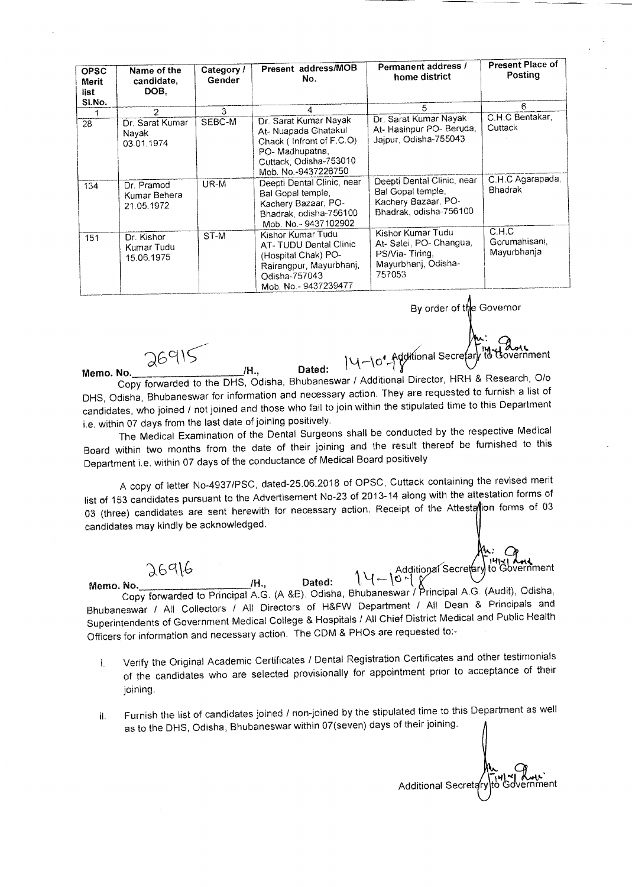| OPSC Merit list Sl.No. | Name of the candidate, DOB, | Category / Gender | Present address/MOB No. | Permanent address / home district | Present Place of Posting |
|---|---|---|---|---|---|
| 1 | 2 | 3 | 4 | 5 | 6 |
| 28 | Dr. Sarat Kumar Nayak 03.01.1974 | SEBC-M | Dr. Sarat Kumar Nayak At- Nuapada Ghatakul Chack ( Infront of F.C.O) PO- Madhupatna, Cuttack, Odisha-753010 Mob. No.-9437226750 | Dr. Sarat Kumar Nayak At- Hasinpur PO- Beruda, Jajpur, Odisha-755043 | C.H.C Bentakar, Cuttack |
| 134 | Dr. Pramod Kumar Behera 21.05.1972 | UR-M | Deepti Dental Clinic, near Bal Gopal temple, Kachery Bazaar, PO- Bhadrak, odisha-756100 Mob. No.- 9437102902 | Deepti Dental Clinic, near Bal Gopal temple, Kachery Bazaar, PO- Bhadrak, odisha-756100 | C.H.C Agarapada, Bhadrak |
| 151 | Dr. Kishor Kumar Tudu 15.06.1975 | ST-M | Kishor Kumar Tudu AT- TUDU Dental Clinic (Hospital Chak) PO- Rairangpur, Mayurbhanj, Odisha-757043 Mob. No.- 9437239477 | Kishor Kumar Tudu At- Salei, PO- Changua, PS/Via- Tiring, Mayurbhanj, Odisha-757053 | C.H.C Gorumahisani, Mayurbhanja |

By order of the Governor

Additional Secretary to Government

Memo. No. 26915 /H., Dated: 14-10-18

Copy forwarded to the DHS, Odisha, Bhubaneswar / Additional Director, HRH & Research, O/o DHS, Odisha, Bhubaneswar for information and necessary action. They are requested to furnish a list of candidates, who joined / not joined and those who fail to join within the stipulated time to this Department i.e. within 07 days from the last date of joining positively.

The Medical Examination of the Dental Surgeons shall be conducted by the respective Medical Board within two months from the date of their joining and the result thereof be furnished to this Department i.e. within 07 days of the conductance of Medical Board positively

A copy of letter No-4937/PSC, dated-25.06.2018 of OPSC, Cuttack containing the revised merit list of 153 candidates pursuant to the Advertisement No-23 of 2013-14 along with the attestation forms of 03 (three) candidates are sent herewith for necessary action. Receipt of the Attestation forms of 03 candidates may kindly be acknowledged.

Additional Secretary to Government

Memo. No. 26916 /H., Dated: 14-10-18

Copy forwarded to Principal A.G. (A &E), Odisha, Bhubaneswar / Principal A.G. (Audit), Odisha, Bhubaneswar / All Collectors / All Directors of H&FW Department / All Dean & Principals and Superintendents of Government Medical College & Hospitals / All Chief District Medical and Public Health Officers for information and necessary action. The CDM & PHOs are requested to:-

i. Verify the Original Academic Certificates / Dental Registration Certificates and other testimonials of the candidates who are selected provisionally for appointment prior to acceptance of their joining.

ii. Furnish the list of candidates joined / non-joined by the stipulated time to this Department as well as to the DHS, Odisha, Bhubaneswar within 07(seven) days of their joining.

Additional Secretary to Government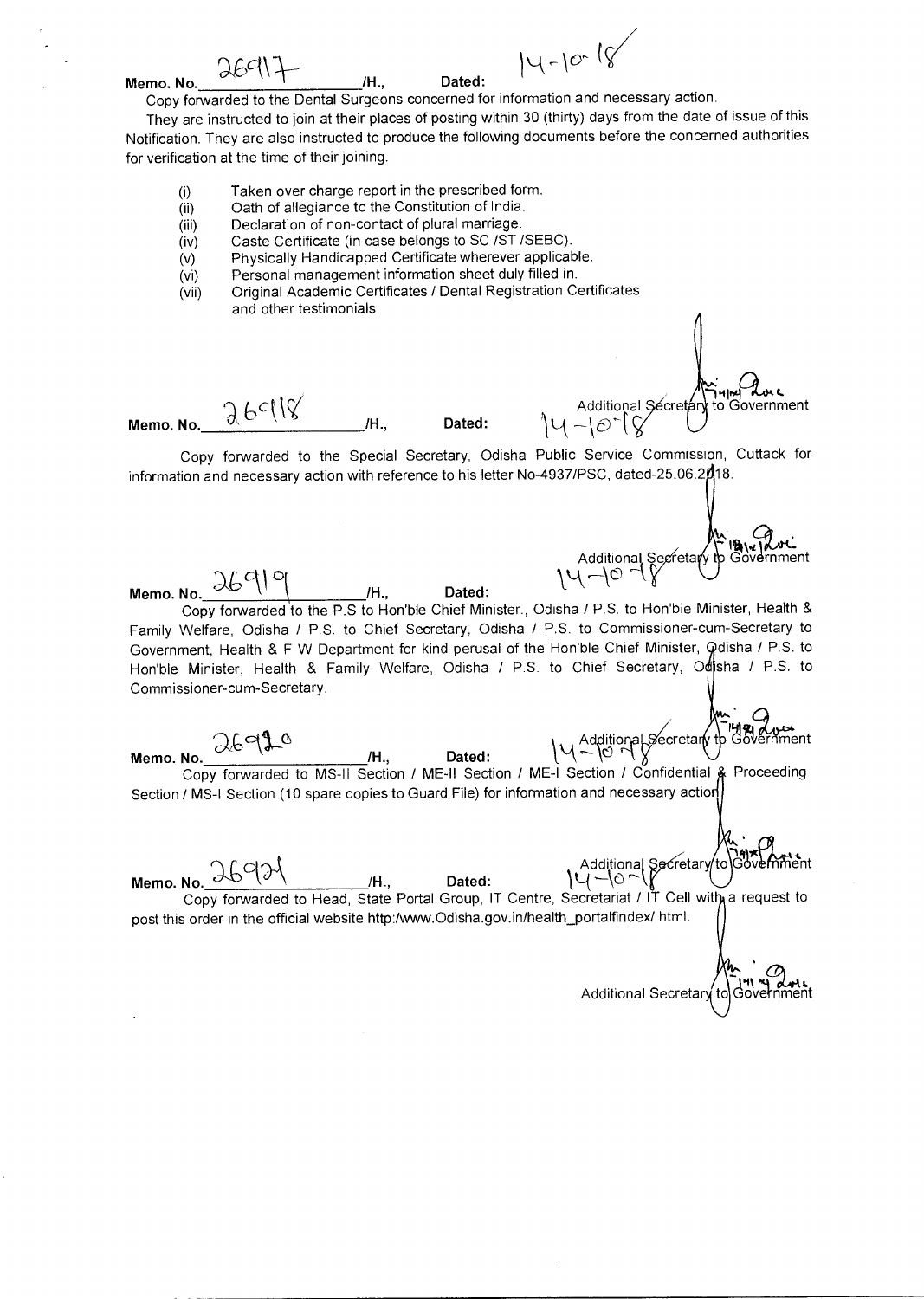Memo. No. 26917 /H., Dated: 14-10-18

Copy forwarded to the Dental Surgeons concerned for information and necessary action.

They are instructed to join at their places of posting within 30 (thirty) days from the date of issue of this Notification. They are also instructed to produce the following documents before the concerned authorities for verification at the time of their joining.

(i) Taken over charge report in the prescribed form.
(ii) Oath of allegiance to the Constitution of India.
(iii) Declaration of non-contact of plural marriage.
(iv) Caste Certificate (in case belongs to SC /ST /SEBC).
(v) Physically Handicapped Certificate wherever applicable.
(vi) Personal management information sheet duly filled in.
(vii) Original Academic Certificates / Dental Registration Certificates and other testimonials

Additional Secretary to Government

Memo. No. 26918 /H., Dated: 14-10-18

Copy forwarded to the Special Secretary, Odisha Public Service Commission, Cuttack for information and necessary action with reference to his letter No-4937/PSC, dated-25.06.2018.

Additional Secretary to Government

Memo. No. 26919 /H., Dated: 14-10-18

Copy forwarded to the P.S to Hon'ble Chief Minister., Odisha / P.S. to Hon'ble Minister, Health & Family Welfare, Odisha / P.S. to Chief Secretary, Odisha / P.S. to Commissioner-cum-Secretary to Government, Health & F W Department for kind perusal of the Hon'ble Chief Minister, Odisha / P.S. to Hon'ble Minister, Health & Family Welfare, Odisha / P.S. to Chief Secretary, Odisha / P.S. to Commissioner-cum-Secretary.

Additional Secretary to Government

Memo. No. 26920 /H., Dated: 14-10-18

Copy forwarded to MS-II Section / ME-II Section / ME-I Section / Confidential & Proceeding Section / MS-I Section (10 spare copies to Guard File) for information and necessary action.

Additional Secretary to Government

Memo. No. 26921 /H., Dated: 14-10-18

Copy forwarded to Head, State Portal Group, IT Centre, Secretariat / IT Cell with a request to post this order in the official website http:/www.Odisha.gov.in/health_portalfindex/ html.

Additional Secretary to Government